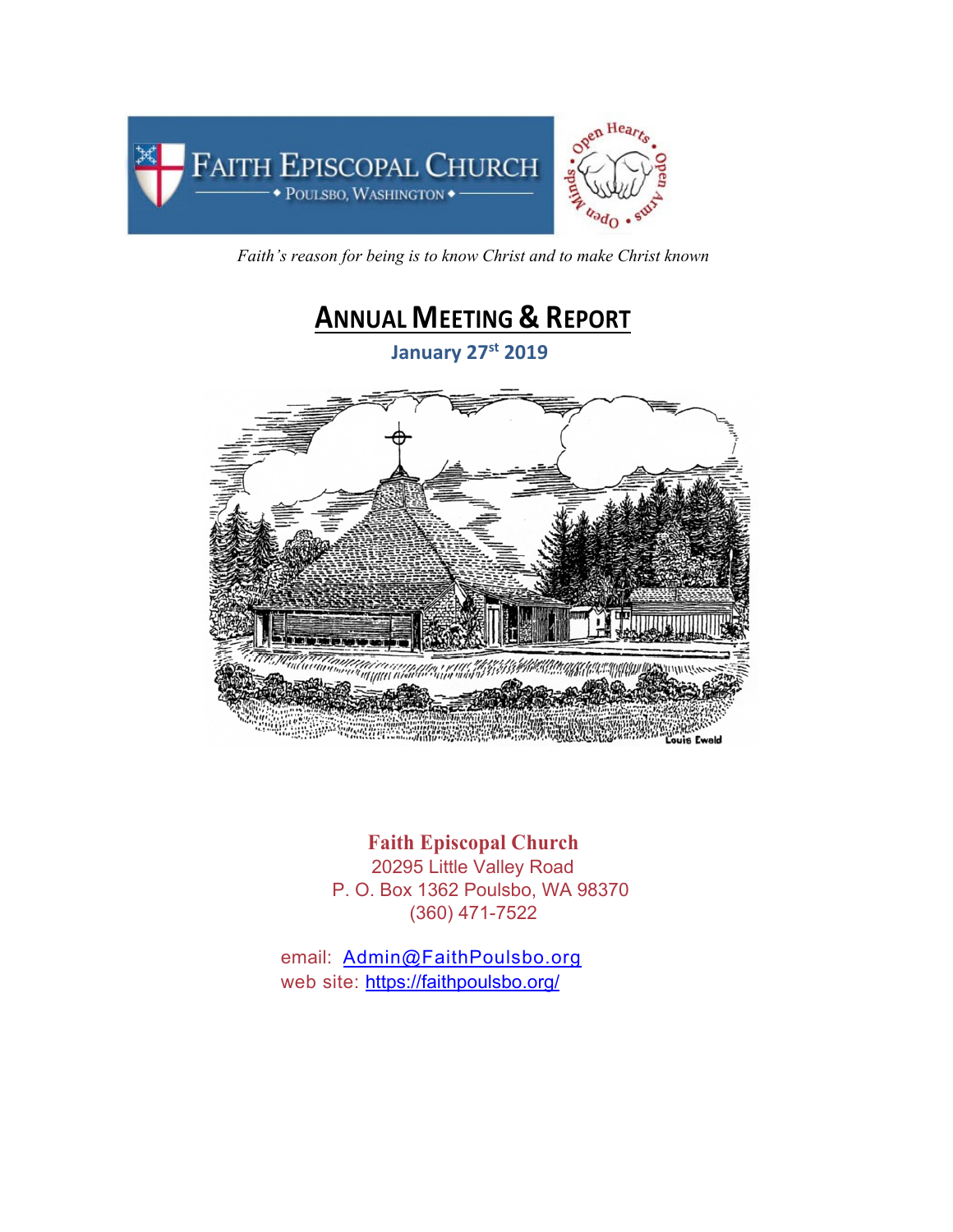FAITH EPISCOPAL CHURCH

◆ POULSBO, WASHINGTON ◆

Open Hearts • Open Arms • Open Minds

*Faith's reason for being is to know Christ and to make Christ known*

# ANNUAL MEETING & REPORT

**January 27st 2019**

Louis Ewald

**Faith Episcopal Church**
20295 Little Valley Road
P. O. Box 1362 Poulsbo, WA 98370
(360) 471-7522

email: Admin@FaithPoulsbo.org
web site: https://faithpoulsbo.org/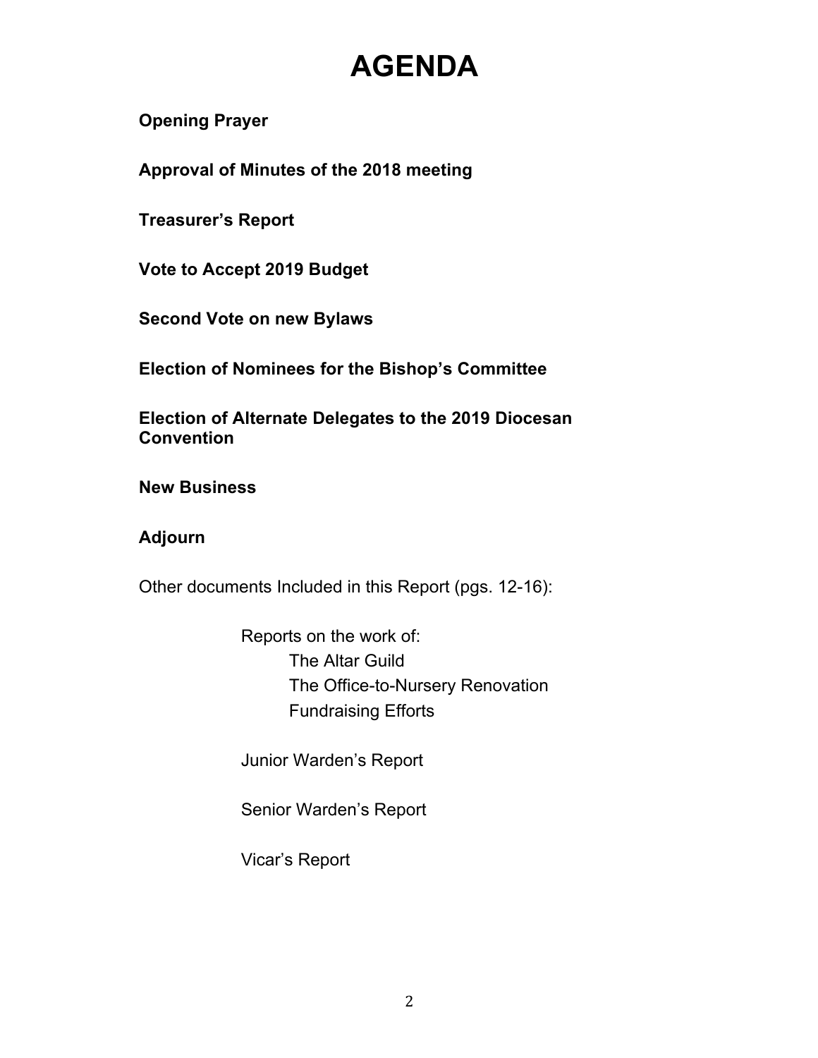# AGENDA

**Opening Prayer**

**Approval of Minutes of the 2018 meeting**

**Treasurer's Report**

**Vote to Accept 2019 Budget**

**Second Vote on new Bylaws**

**Election of Nominees for the Bishop's Committee**

**Election of Alternate Delegates to the 2019 Diocesan Convention**

**New Business**

**Adjourn**

Other documents Included in this Report (pgs. 12-16):

- Reports on the work of:
  - The Altar Guild
  - The Office-to-Nursery Renovation
  - Fundraising Efforts
- Junior Warden's Report
- Senior Warden's Report
- Vicar's Report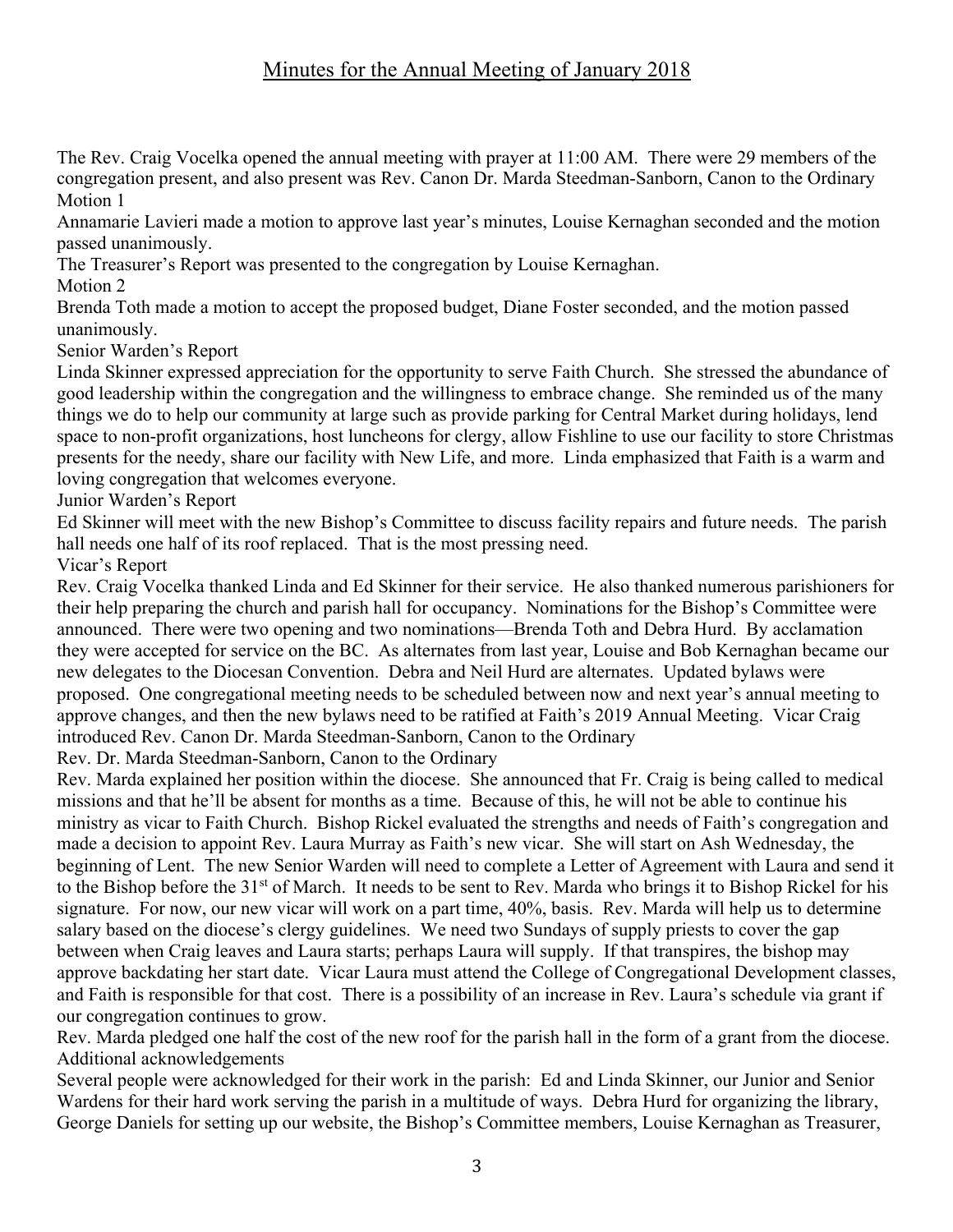# Minutes for the Annual Meeting of January 2018

The Rev. Craig Vocelka opened the annual meeting with prayer at 11:00 AM. There were 29 members of the congregation present, and also present was Rev. Canon Dr. Marda Steedman-Sanborn, Canon to the Ordinary

Motion 1

Annamarie Lavieri made a motion to approve last year's minutes, Louise Kernaghan seconded and the motion passed unanimously.

The Treasurer's Report was presented to the congregation by Louise Kernaghan.

Motion 2

Brenda Toth made a motion to accept the proposed budget, Diane Foster seconded, and the motion passed unanimously.

Senior Warden's Report

Linda Skinner expressed appreciation for the opportunity to serve Faith Church. She stressed the abundance of good leadership within the congregation and the willingness to embrace change. She reminded us of the many things we do to help our community at large such as provide parking for Central Market during holidays, lend space to non-profit organizations, host luncheons for clergy, allow Fishline to use our facility to store Christmas presents for the needy, share our facility with New Life, and more. Linda emphasized that Faith is a warm and loving congregation that welcomes everyone.

Junior Warden's Report

Ed Skinner will meet with the new Bishop's Committee to discuss facility repairs and future needs. The parish hall needs one half of its roof replaced. That is the most pressing need.

Vicar's Report

Rev. Craig Vocelka thanked Linda and Ed Skinner for their service. He also thanked numerous parishioners for their help preparing the church and parish hall for occupancy. Nominations for the Bishop's Committee were announced. There were two opening and two nominations—Brenda Toth and Debra Hurd. By acclamation they were accepted for service on the BC. As alternates from last year, Louise and Bob Kernaghan became our new delegates to the Diocesan Convention. Debra and Neil Hurd are alternates. Updated bylaws were proposed. One congregational meeting needs to be scheduled between now and next year's annual meeting to approve changes, and then the new bylaws need to be ratified at Faith's 2019 Annual Meeting. Vicar Craig introduced Rev. Canon Dr. Marda Steedman-Sanborn, Canon to the Ordinary

Rev. Dr. Marda Steedman-Sanborn, Canon to the Ordinary

Rev. Marda explained her position within the diocese. She announced that Fr. Craig is being called to medical missions and that he'll be absent for months as a time. Because of this, he will not be able to continue his ministry as vicar to Faith Church. Bishop Rickel evaluated the strengths and needs of Faith's congregation and made a decision to appoint Rev. Laura Murray as Faith's new vicar. She will start on Ash Wednesday, the beginning of Lent. The new Senior Warden will need to complete a Letter of Agreement with Laura and send it to the Bishop before the 31st of March. It needs to be sent to Rev. Marda who brings it to Bishop Rickel for his signature. For now, our new vicar will work on a part time, 40%, basis. Rev. Marda will help us to determine salary based on the diocese's clergy guidelines. We need two Sundays of supply priests to cover the gap between when Craig leaves and Laura starts; perhaps Laura will supply. If that transpires, the bishop may approve backdating her start date. Vicar Laura must attend the College of Congregational Development classes, and Faith is responsible for that cost. There is a possibility of an increase in Rev. Laura's schedule via grant if our congregation continues to grow.

Rev. Marda pledged one half the cost of the new roof for the parish hall in the form of a grant from the diocese.

Additional acknowledgements

Several people were acknowledged for their work in the parish: Ed and Linda Skinner, our Junior and Senior Wardens for their hard work serving the parish in a multitude of ways. Debra Hurd for organizing the library, George Daniels for setting up our website, the Bishop's Committee members, Louise Kernaghan as Treasurer,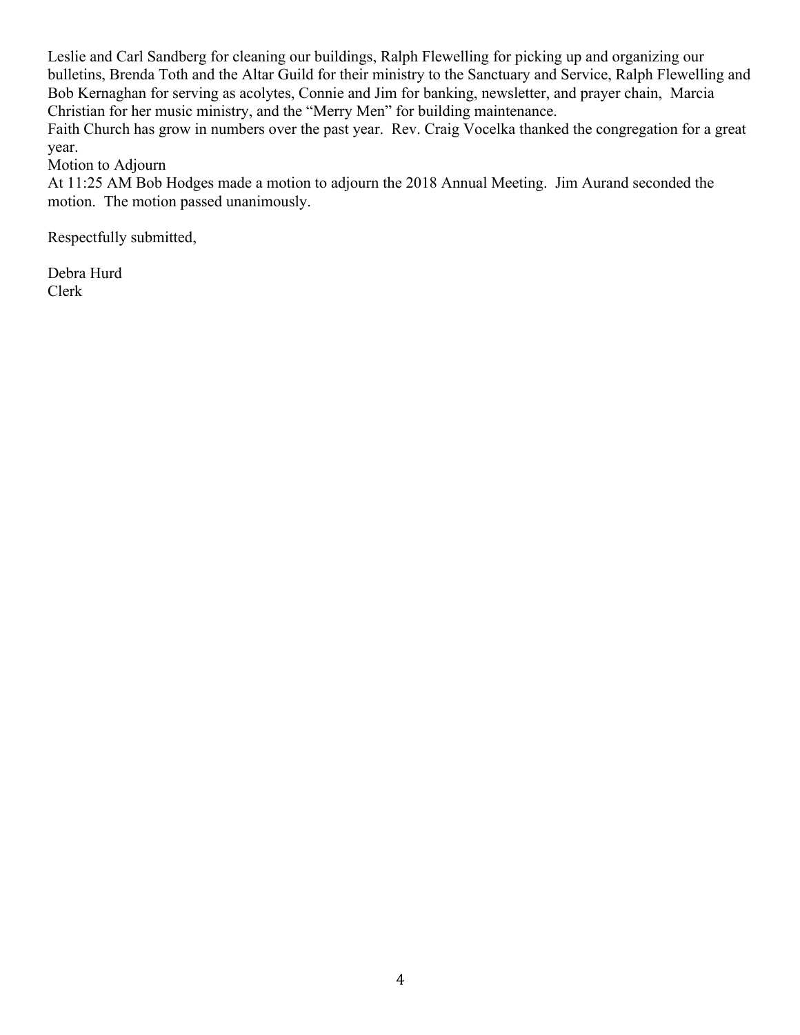Leslie and Carl Sandberg for cleaning our buildings, Ralph Flewelling for picking up and organizing our bulletins, Brenda Toth and the Altar Guild for their ministry to the Sanctuary and Service, Ralph Flewelling and Bob Kernaghan for serving as acolytes, Connie and Jim for banking, newsletter, and prayer chain, Marcia Christian for her music ministry, and the "Merry Men" for building maintenance.
Faith Church has grow in numbers over the past year. Rev. Craig Vocelka thanked the congregation for a great year.
Motion to Adjourn
At 11:25 AM Bob Hodges made a motion to adjourn the 2018 Annual Meeting. Jim Aurand seconded the motion. The motion passed unanimously.

Respectfully submitted,

Debra Hurd
Clerk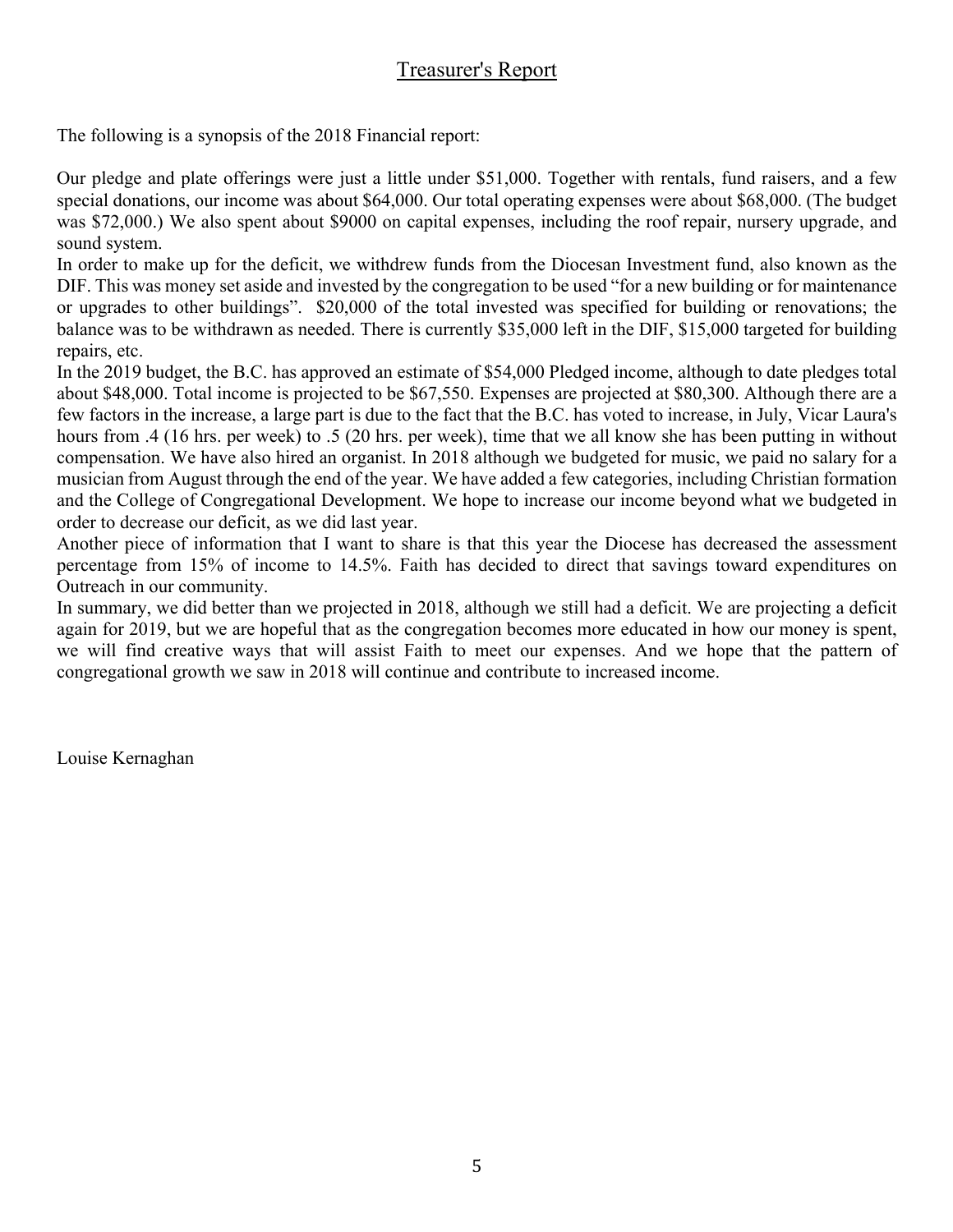# Treasurer's Report

The following is a synopsis of the 2018 Financial report:

Our pledge and plate offerings were just a little under $51,000. Together with rentals, fund raisers, and a few special donations, our income was about $64,000. Our total operating expenses were about $68,000. (The budget was $72,000.) We also spent about $9000 on capital expenses, including the roof repair, nursery upgrade, and sound system.

In order to make up for the deficit, we withdrew funds from the Diocesan Investment fund, also known as the DIF. This was money set aside and invested by the congregation to be used "for a new building or for maintenance or upgrades to other buildings". $20,000 of the total invested was specified for building or renovations; the balance was to be withdrawn as needed. There is currently $35,000 left in the DIF, $15,000 targeted for building repairs, etc.

In the 2019 budget, the B.C. has approved an estimate of $54,000 Pledged income, although to date pledges total about $48,000. Total income is projected to be $67,550. Expenses are projected at $80,300. Although there are a few factors in the increase, a large part is due to the fact that the B.C. has voted to increase, in July, Vicar Laura's hours from .4 (16 hrs. per week) to .5 (20 hrs. per week), time that we all know she has been putting in without compensation. We have also hired an organist. In 2018 although we budgeted for music, we paid no salary for a musician from August through the end of the year. We have added a few categories, including Christian formation and the College of Congregational Development. We hope to increase our income beyond what we budgeted in order to decrease our deficit, as we did last year.

Another piece of information that I want to share is that this year the Diocese has decreased the assessment percentage from 15% of income to 14.5%. Faith has decided to direct that savings toward expenditures on Outreach in our community.

In summary, we did better than we projected in 2018, although we still had a deficit. We are projecting a deficit again for 2019, but we are hopeful that as the congregation becomes more educated in how our money is spent, we will find creative ways that will assist Faith to meet our expenses. And we hope that the pattern of congregational growth we saw in 2018 will continue and contribute to increased income.

Louise Kernaghan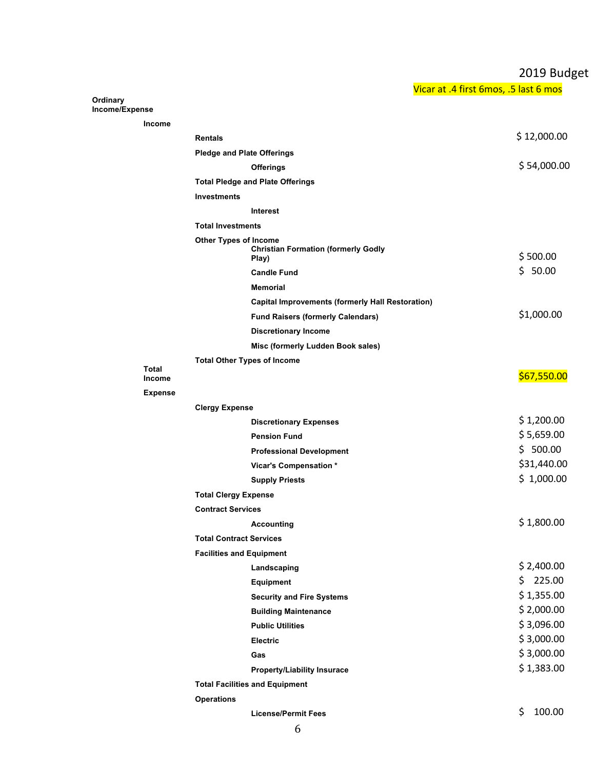| | | | | 2019 Budget |
|---|---|---|---|---|
| | | | | Vicar at .4 first 6mos, .5 last 6 mos |
| **Ordinary Income/Expense** | | | | |
| | **Income** | | | |
| | | **Rentals** | | $ 12,000.00 |
| | | **Pledge and Plate Offerings** | | |
| | | | **Offerings** | $ 54,000.00 |
| | | **Total Pledge and Plate Offerings** | | |
| | | **Investments** | | |
| | | | **Interest** | |
| | | **Total Investments** | | |
| | | **Other Types of Income** | | |
| | | | **Christian Formation (formerly Godly Play)** | $ 500.00 |
| | | | **Candle Fund** | $ 50.00 |
| | | | **Memorial** | |
| | | | **Capital Improvements (formerly Hall Restoration)** | |
| | | | **Fund Raisers (formerly Calendars)** | $1,000.00 |
| | | | **Discretionary Income** | |
| | | | **Misc (formerly Ludden Book sales)** | |
| | | **Total Other Types of Income** | | |
| | **Total Income** | | | $67,550.00 |
| | **Expense** | | | |
| | | **Clergy Expense** | | |
| | | | **Discretionary Expenses** | $ 1,200.00 |
| | | | **Pension Fund** | $ 5,659.00 |
| | | | **Professional Development** | $ 500.00 |
| | | | **Vicar's Compensation *** | $31,440.00 |
| | | | **Supply Priests** | $ 1,000.00 |
| | | **Total Clergy Expense** | | |
| | | **Contract Services** | | |
| | | | **Accounting** | $ 1,800.00 |
| | | **Total Contract Services** | | |
| | | **Facilities and Equipment** | | |
| | | | **Landscaping** | $ 2,400.00 |
| | | | **Equipment** | $ 225.00 |
| | | | **Security and Fire Systems** | $ 1,355.00 |
| | | | **Building Maintenance** | $ 2,000.00 |
| | | | **Public Utilities** | $ 3,096.00 |
| | | | **Electric** | $ 3,000.00 |
| | | | **Gas** | $ 3,000.00 |
| | | | **Property/Liability Insurace** | $ 1,383.00 |
| | | **Total Facilities and Equipment** | | |
| | | **Operations** | | |
| | | | **License/Permit Fees** | $ 100.00 |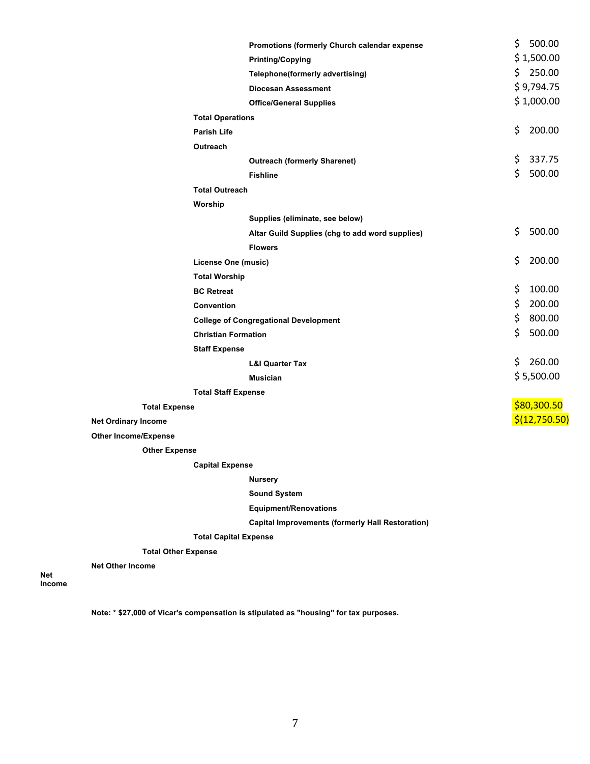| Account | Amount |
|---|---|
| Promotions (formerly Church calendar expense | $ 500.00 |
| Printing/Copying | $ 1,500.00 |
| Telephone(formerly advertising) | $ 250.00 |
| Diocesan Assessment | $ 9,794.75 |
| Office/General Supplies | $ 1,000.00 |
| **Total Operations** | |
| **Parish Life** | $ 200.00 |
| **Outreach** | |
| Outreach (formerly Sharenet) | $ 337.75 |
| Fishline | $ 500.00 |
| **Total Outreach** | |
| **Worship** | |
| Supplies (eliminate, see below) | |
| Altar Guild Supplies (chg to add word supplies) | $ 500.00 |
| Flowers | |
| **License One (music)** | $ 200.00 |
| **Total Worship** | |
| **BC Retreat** | $ 100.00 |
| **Convention** | $ 200.00 |
| **College of Congregational Development** | $ 800.00 |
| **Christian Formation** | $ 500.00 |
| **Staff Expense** | |
| L&I Quarter Tax | $ 260.00 |
| Musician | $ 5,500.00 |
| **Total Staff Expense** | |
| **Total Expense** | $80,300.50 |
| **Net Ordinary Income** | $(12,750.50) |
| **Other Income/Expense** | |
| **Other Expense** | |
| **Capital Expense** | |
| Nursery | |
| Sound System | |
| Equipment/Renovations | |
| Capital Improvements (formerly Hall Restoration) | |
| **Total Capital Expense** | |
| **Total Other Expense** | |
| **Net Other Income** | |
| **Net Income** | |

**Note: * $27,000 of Vicar's compensation is stipulated as "housing" for tax purposes.**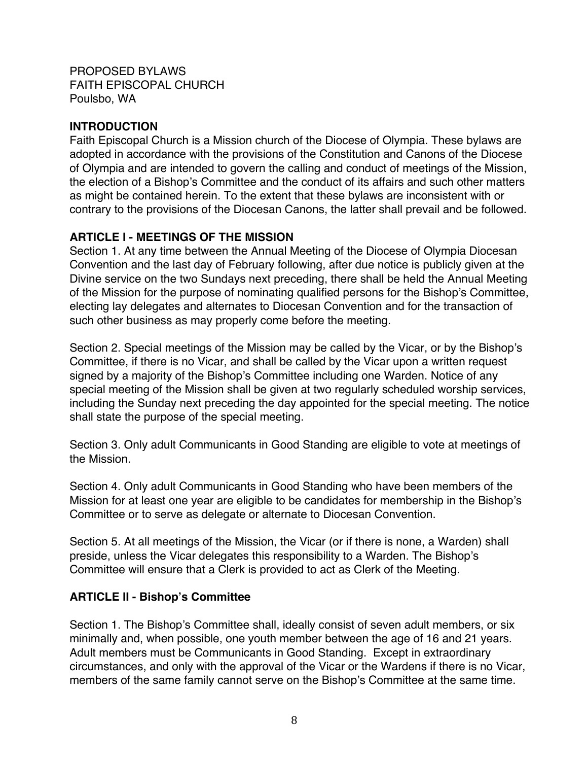PROPOSED BYLAWS
FAITH EPISCOPAL CHURCH
Poulsbo, WA

## INTRODUCTION

Faith Episcopal Church is a Mission church of the Diocese of Olympia. These bylaws are adopted in accordance with the provisions of the Constitution and Canons of the Diocese of Olympia and are intended to govern the calling and conduct of meetings of the Mission, the election of a Bishop's Committee and the conduct of its affairs and such other matters as might be contained herein. To the extent that these bylaws are inconsistent with or contrary to the provisions of the Diocesan Canons, the latter shall prevail and be followed.

## ARTICLE I - MEETINGS OF THE MISSION

Section 1. At any time between the Annual Meeting of the Diocese of Olympia Diocesan Convention and the last day of February following, after due notice is publicly given at the Divine service on the two Sundays next preceding, there shall be held the Annual Meeting of the Mission for the purpose of nominating qualified persons for the Bishop's Committee, electing lay delegates and alternates to Diocesan Convention and for the transaction of such other business as may properly come before the meeting.

Section 2. Special meetings of the Mission may be called by the Vicar, or by the Bishop's Committee, if there is no Vicar, and shall be called by the Vicar upon a written request signed by a majority of the Bishop's Committee including one Warden. Notice of any special meeting of the Mission shall be given at two regularly scheduled worship services, including the Sunday next preceding the day appointed for the special meeting. The notice shall state the purpose of the special meeting.

Section 3. Only adult Communicants in Good Standing are eligible to vote at meetings of the Mission.

Section 4. Only adult Communicants in Good Standing who have been members of the Mission for at least one year are eligible to be candidates for membership in the Bishop's Committee or to serve as delegate or alternate to Diocesan Convention.

Section 5. At all meetings of the Mission, the Vicar (or if there is none, a Warden) shall preside, unless the Vicar delegates this responsibility to a Warden. The Bishop's Committee will ensure that a Clerk is provided to act as Clerk of the Meeting.

## ARTICLE II - Bishop's Committee

Section 1. The Bishop's Committee shall, ideally consist of seven adult members, or six minimally and, when possible, one youth member between the age of 16 and 21 years. Adult members must be Communicants in Good Standing. Except in extraordinary circumstances, and only with the approval of the Vicar or the Wardens if there is no Vicar, members of the same family cannot serve on the Bishop's Committee at the same time.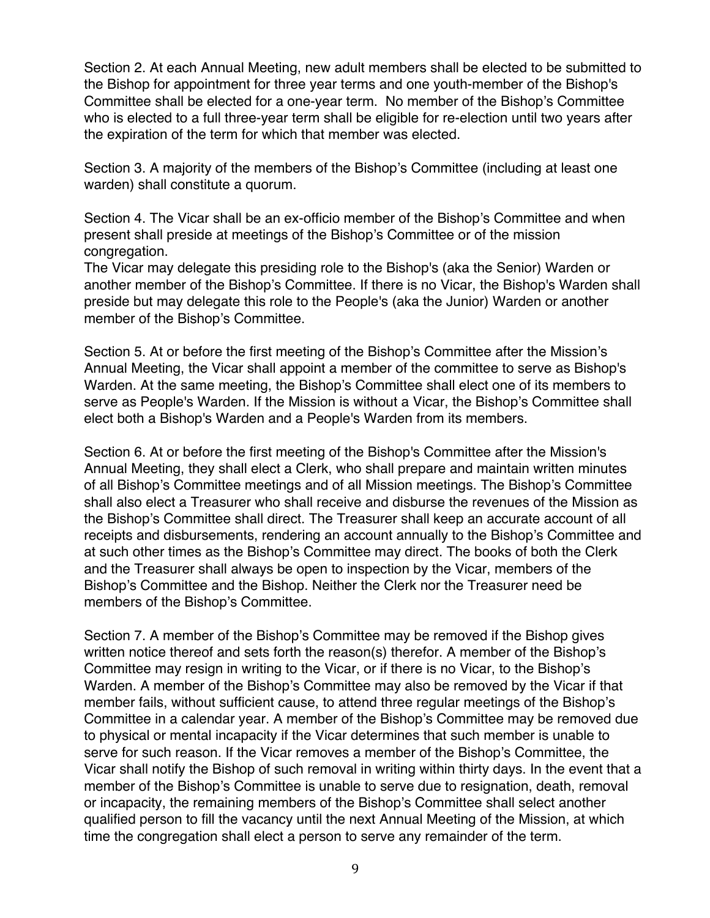Section 2. At each Annual Meeting, new adult members shall be elected to be submitted to the Bishop for appointment for three year terms and one youth-member of the Bishop's Committee shall be elected for a one-year term. No member of the Bishop's Committee who is elected to a full three-year term shall be eligible for re-election until two years after the expiration of the term for which that member was elected.

Section 3. A majority of the members of the Bishop's Committee (including at least one warden) shall constitute a quorum.

Section 4. The Vicar shall be an ex-officio member of the Bishop's Committee and when present shall preside at meetings of the Bishop's Committee or of the mission congregation.
The Vicar may delegate this presiding role to the Bishop's (aka the Senior) Warden or another member of the Bishop's Committee. If there is no Vicar, the Bishop's Warden shall preside but may delegate this role to the People's (aka the Junior) Warden or another member of the Bishop's Committee.

Section 5. At or before the first meeting of the Bishop's Committee after the Mission's Annual Meeting, the Vicar shall appoint a member of the committee to serve as Bishop's Warden. At the same meeting, the Bishop's Committee shall elect one of its members to serve as People's Warden. If the Mission is without a Vicar, the Bishop's Committee shall elect both a Bishop's Warden and a People's Warden from its members.

Section 6. At or before the first meeting of the Bishop's Committee after the Mission's Annual Meeting, they shall elect a Clerk, who shall prepare and maintain written minutes of all Bishop's Committee meetings and of all Mission meetings. The Bishop's Committee shall also elect a Treasurer who shall receive and disburse the revenues of the Mission as the Bishop's Committee shall direct. The Treasurer shall keep an accurate account of all receipts and disbursements, rendering an account annually to the Bishop's Committee and at such other times as the Bishop's Committee may direct. The books of both the Clerk and the Treasurer shall always be open to inspection by the Vicar, members of the Bishop's Committee and the Bishop. Neither the Clerk nor the Treasurer need be members of the Bishop's Committee.

Section 7. A member of the Bishop's Committee may be removed if the Bishop gives written notice thereof and sets forth the reason(s) therefor. A member of the Bishop's Committee may resign in writing to the Vicar, or if there is no Vicar, to the Bishop's Warden. A member of the Bishop's Committee may also be removed by the Vicar if that member fails, without sufficient cause, to attend three regular meetings of the Bishop's Committee in a calendar year. A member of the Bishop's Committee may be removed due to physical or mental incapacity if the Vicar determines that such member is unable to serve for such reason. If the Vicar removes a member of the Bishop's Committee, the Vicar shall notify the Bishop of such removal in writing within thirty days. In the event that a member of the Bishop's Committee is unable to serve due to resignation, death, removal or incapacity, the remaining members of the Bishop's Committee shall select another qualified person to fill the vacancy until the next Annual Meeting of the Mission, at which time the congregation shall elect a person to serve any remainder of the term.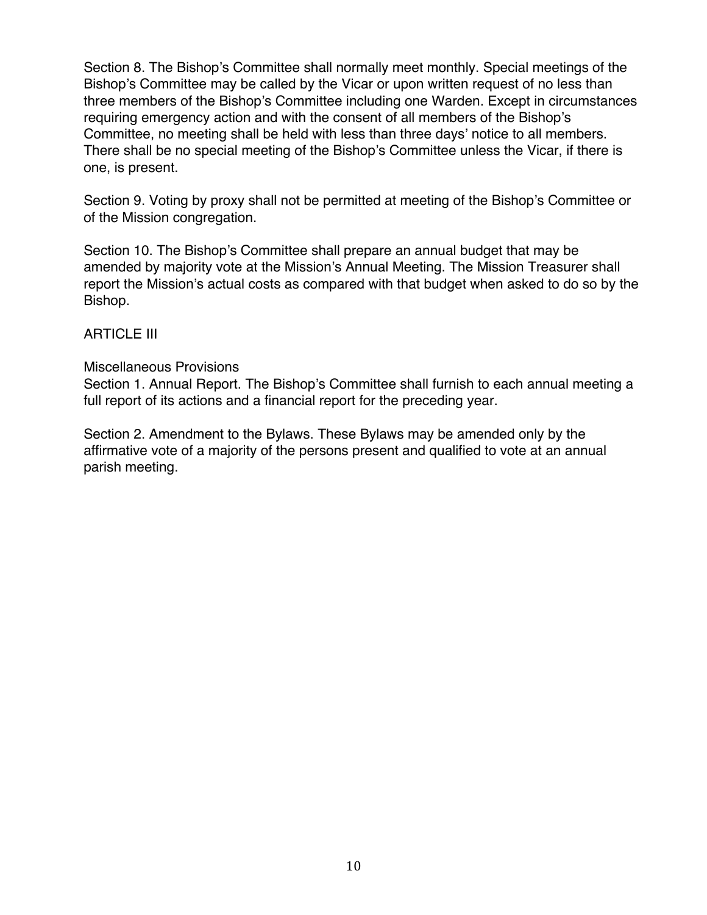Section 8. The Bishop's Committee shall normally meet monthly. Special meetings of the Bishop's Committee may be called by the Vicar or upon written request of no less than three members of the Bishop's Committee including one Warden. Except in circumstances requiring emergency action and with the consent of all members of the Bishop's Committee, no meeting shall be held with less than three days' notice to all members. There shall be no special meeting of the Bishop's Committee unless the Vicar, if there is one, is present.

Section 9. Voting by proxy shall not be permitted at meeting of the Bishop's Committee or of the Mission congregation.

Section 10. The Bishop's Committee shall prepare an annual budget that may be amended by majority vote at the Mission's Annual Meeting. The Mission Treasurer shall report the Mission's actual costs as compared with that budget when asked to do so by the Bishop.

## ARTICLE III

### Miscellaneous Provisions

Section 1. Annual Report. The Bishop's Committee shall furnish to each annual meeting a full report of its actions and a financial report for the preceding year.

Section 2. Amendment to the Bylaws. These Bylaws may be amended only by the affirmative vote of a majority of the persons present and qualified to vote at an annual parish meeting.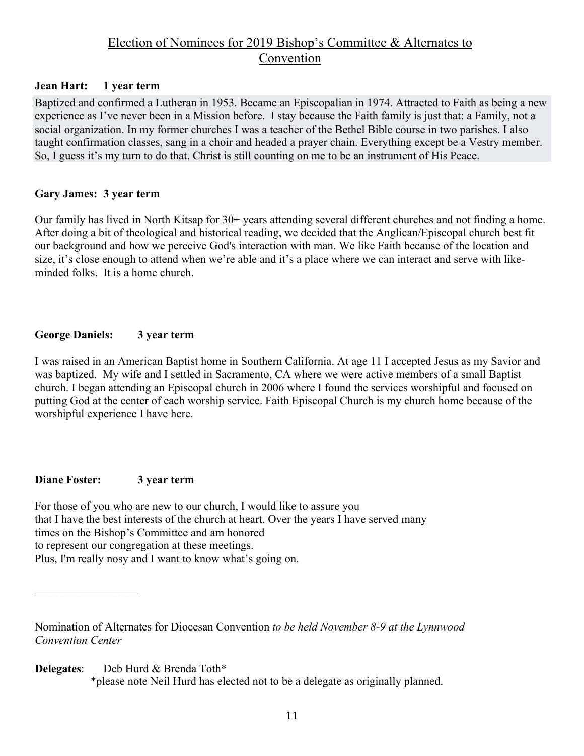## Election of Nominees for 2019 Bishop's Committee & Alternates to Convention

**Jean Hart: 1 year term**

Baptized and confirmed a Lutheran in 1953. Became an Episcopalian in 1974. Attracted to Faith as being a new experience as I've never been in a Mission before. I stay because the Faith family is just that: a Family, not a social organization. In my former churches I was a teacher of the Bethel Bible course in two parishes. I also taught confirmation classes, sang in a choir and headed a prayer chain. Everything except be a Vestry member. So, I guess it's my turn to do that. Christ is still counting on me to be an instrument of His Peace.

**Gary James: 3 year term**

Our family has lived in North Kitsap for 30+ years attending several different churches and not finding a home. After doing a bit of theological and historical reading, we decided that the Anglican/Episcopal church best fit our background and how we perceive God's interaction with man. We like Faith because of the location and size, it's close enough to attend when we're able and it's a place where we can interact and serve with like-minded folks. It is a home church.

**George Daniels: 3 year term**

I was raised in an American Baptist home in Southern California. At age 11 I accepted Jesus as my Savior and was baptized. My wife and I settled in Sacramento, CA where we were active members of a small Baptist church. I began attending an Episcopal church in 2006 where I found the services worshipful and focused on putting God at the center of each worship service. Faith Episcopal Church is my church home because of the worshipful experience I have here.

**Diane Foster: 3 year term**

For those of you who are new to our church, I would like to assure you
that I have the best interests of the church at heart. Over the years I have served many
times on the Bishop's Committee and am honored
to represent our congregation at these meetings.
Plus, I'm really nosy and I want to know what's going on.

---

Nomination of Alternates for Diocesan Convention *to be held November 8-9 at the Lynnwood Convention Center*

**Delegates**: Deb Hurd & Brenda Toth*
*please note Neil Hurd has elected not to be a delegate as originally planned.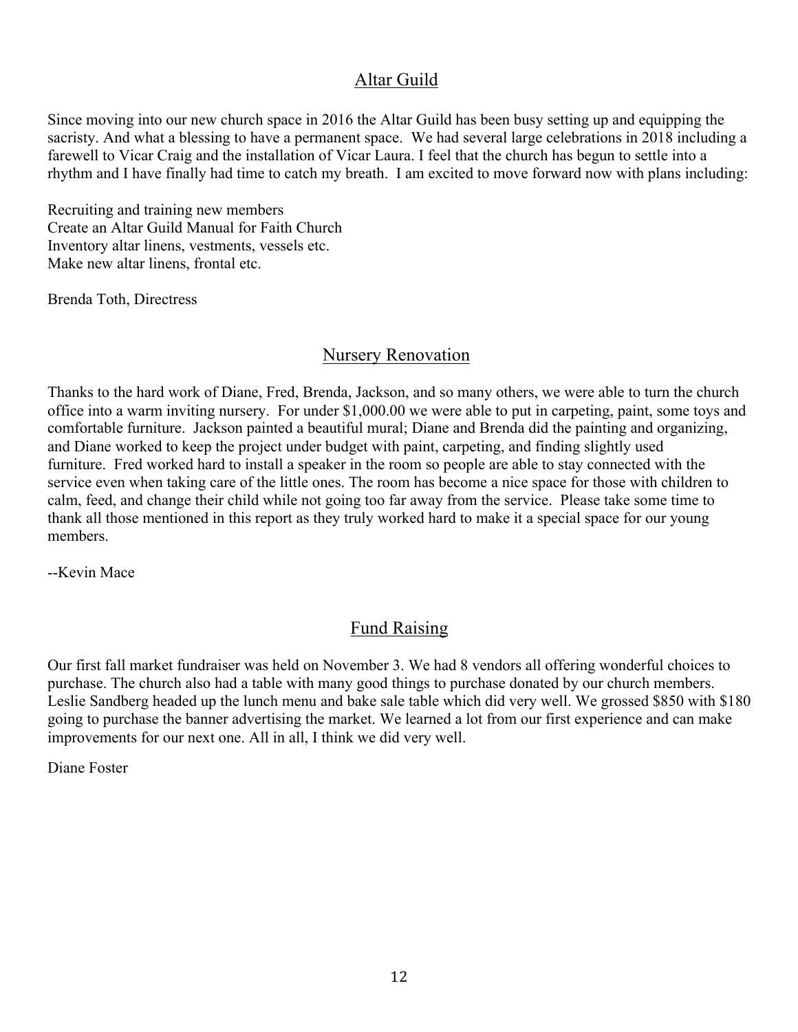## Altar Guild

Since moving into our new church space in 2016 the Altar Guild has been busy setting up and equipping the sacristy. And what a blessing to have a permanent space. We had several large celebrations in 2018 including a farewell to Vicar Craig and the installation of Vicar Laura. I feel that the church has begun to settle into a rhythm and I have finally had time to catch my breath. I am excited to move forward now with plans including:

Recruiting and training new members
Create an Altar Guild Manual for Faith Church
Inventory altar linens, vestments, vessels etc.
Make new altar linens, frontal etc.

Brenda Toth, Directress

## Nursery Renovation

Thanks to the hard work of Diane, Fred, Brenda, Jackson, and so many others, we were able to turn the church office into a warm inviting nursery. For under $1,000.00 we were able to put in carpeting, paint, some toys and comfortable furniture. Jackson painted a beautiful mural; Diane and Brenda did the painting and organizing, and Diane worked to keep the project under budget with paint, carpeting, and finding slightly used furniture. Fred worked hard to install a speaker in the room so people are able to stay connected with the service even when taking care of the little ones. The room has become a nice space for those with children to calm, feed, and change their child while not going too far away from the service. Please take some time to thank all those mentioned in this report as they truly worked hard to make it a special space for our young members.

--Kevin Mace

## Fund Raising

Our first fall market fundraiser was held on November 3. We had 8 vendors all offering wonderful choices to purchase. The church also had a table with many good things to purchase donated by our church members. Leslie Sandberg headed up the lunch menu and bake sale table which did very well. We grossed $850 with $180 going to purchase the banner advertising the market. We learned a lot from our first experience and can make improvements for our next one. All in all, I think we did very well.

Diane Foster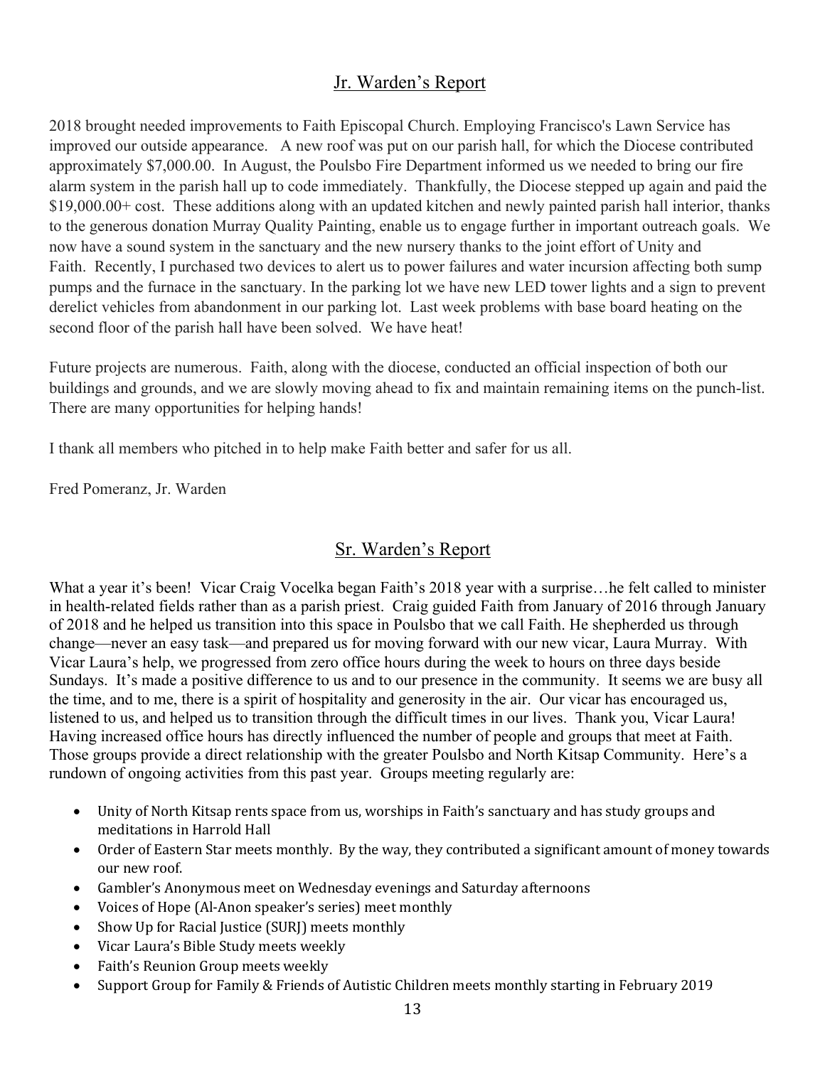## Jr. Warden's Report

2018 brought needed improvements to Faith Episcopal Church. Employing Francisco's Lawn Service has improved our outside appearance. A new roof was put on our parish hall, for which the Diocese contributed approximately $7,000.00. In August, the Poulsbo Fire Department informed us we needed to bring our fire alarm system in the parish hall up to code immediately. Thankfully, the Diocese stepped up again and paid the $19,000.00+ cost. These additions along with an updated kitchen and newly painted parish hall interior, thanks to the generous donation Murray Quality Painting, enable us to engage further in important outreach goals. We now have a sound system in the sanctuary and the new nursery thanks to the joint effort of Unity and Faith. Recently, I purchased two devices to alert us to power failures and water incursion affecting both sump pumps and the furnace in the sanctuary. In the parking lot we have new LED tower lights and a sign to prevent derelict vehicles from abandonment in our parking lot. Last week problems with base board heating on the second floor of the parish hall have been solved. We have heat!

Future projects are numerous. Faith, along with the diocese, conducted an official inspection of both our buildings and grounds, and we are slowly moving ahead to fix and maintain remaining items on the punch-list. There are many opportunities for helping hands!

I thank all members who pitched in to help make Faith better and safer for us all.

Fred Pomeranz, Jr. Warden

## Sr. Warden's Report

What a year it's been! Vicar Craig Vocelka began Faith's 2018 year with a surprise…he felt called to minister in health-related fields rather than as a parish priest. Craig guided Faith from January of 2016 through January of 2018 and he helped us transition into this space in Poulsbo that we call Faith. He shepherded us through change—never an easy task—and prepared us for moving forward with our new vicar, Laura Murray. With Vicar Laura's help, we progressed from zero office hours during the week to hours on three days beside Sundays. It's made a positive difference to us and to our presence in the community. It seems we are busy all the time, and to me, there is a spirit of hospitality and generosity in the air. Our vicar has encouraged us, listened to us, and helped us to transition through the difficult times in our lives. Thank you, Vicar Laura! Having increased office hours has directly influenced the number of people and groups that meet at Faith. Those groups provide a direct relationship with the greater Poulsbo and North Kitsap Community. Here's a rundown of ongoing activities from this past year. Groups meeting regularly are:

- Unity of North Kitsap rents space from us, worships in Faith's sanctuary and has study groups and meditations in Harrold Hall
- Order of Eastern Star meets monthly. By the way, they contributed a significant amount of money towards our new roof.
- Gambler's Anonymous meet on Wednesday evenings and Saturday afternoons
- Voices of Hope (Al-Anon speaker's series) meet monthly
- Show Up for Racial Justice (SURJ) meets monthly
- Vicar Laura's Bible Study meets weekly
- Faith's Reunion Group meets weekly
- Support Group for Family & Friends of Autistic Children meets monthly starting in February 2019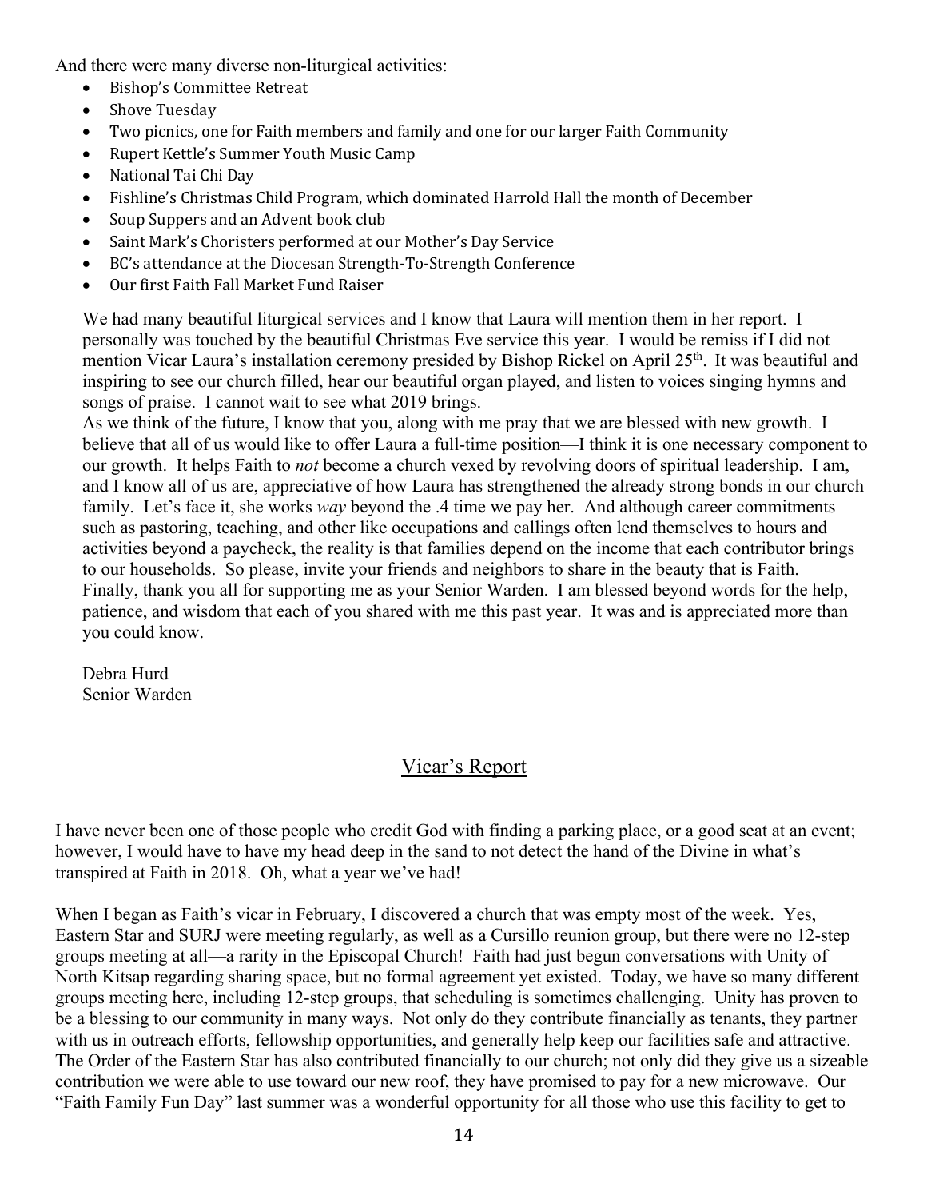And there were many diverse non-liturgical activities:

- Bishop's Committee Retreat
- Shove Tuesday
- Two picnics, one for Faith members and family and one for our larger Faith Community
- Rupert Kettle's Summer Youth Music Camp
- National Tai Chi Day
- Fishline's Christmas Child Program, which dominated Harrold Hall the month of December
- Soup Suppers and an Advent book club
- Saint Mark's Choristers performed at our Mother's Day Service
- BC's attendance at the Diocesan Strength-To-Strength Conference
- Our first Faith Fall Market Fund Raiser

We had many beautiful liturgical services and I know that Laura will mention them in her report. I personally was touched by the beautiful Christmas Eve service this year. I would be remiss if I did not mention Vicar Laura's installation ceremony presided by Bishop Rickel on April 25th. It was beautiful and inspiring to see our church filled, hear our beautiful organ played, and listen to voices singing hymns and songs of praise. I cannot wait to see what 2019 brings.

As we think of the future, I know that you, along with me pray that we are blessed with new growth. I believe that all of us would like to offer Laura a full-time position—I think it is one necessary component to our growth. It helps Faith to *not* become a church vexed by revolving doors of spiritual leadership. I am, and I know all of us are, appreciative of how Laura has strengthened the already strong bonds in our church family. Let's face it, she works *way* beyond the .4 time we pay her. And although career commitments such as pastoring, teaching, and other like occupations and callings often lend themselves to hours and activities beyond a paycheck, the reality is that families depend on the income that each contributor brings to our households. So please, invite your friends and neighbors to share in the beauty that is Faith.

Finally, thank you all for supporting me as your Senior Warden. I am blessed beyond words for the help, patience, and wisdom that each of you shared with me this past year. It was and is appreciated more than you could know.

Debra Hurd
Senior Warden

## Vicar's Report

I have never been one of those people who credit God with finding a parking place, or a good seat at an event; however, I would have to have my head deep in the sand to not detect the hand of the Divine in what's transpired at Faith in 2018. Oh, what a year we've had!

When I began as Faith's vicar in February, I discovered a church that was empty most of the week. Yes, Eastern Star and SURJ were meeting regularly, as well as a Cursillo reunion group, but there were no 12-step groups meeting at all—a rarity in the Episcopal Church! Faith had just begun conversations with Unity of North Kitsap regarding sharing space, but no formal agreement yet existed. Today, we have so many different groups meeting here, including 12-step groups, that scheduling is sometimes challenging. Unity has proven to be a blessing to our community in many ways. Not only do they contribute financially as tenants, they partner with us in outreach efforts, fellowship opportunities, and generally help keep our facilities safe and attractive. The Order of the Eastern Star has also contributed financially to our church; not only did they give us a sizeable contribution we were able to use toward our new roof, they have promised to pay for a new microwave. Our "Faith Family Fun Day" last summer was a wonderful opportunity for all those who use this facility to get to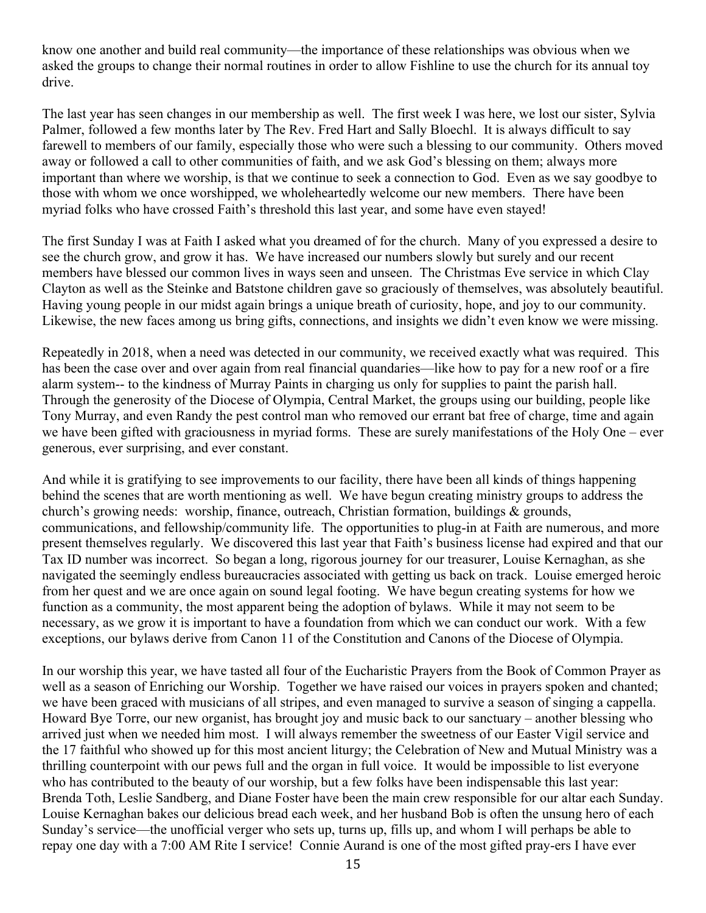know one another and build real community—the importance of these relationships was obvious when we asked the groups to change their normal routines in order to allow Fishline to use the church for its annual toy drive.

The last year has seen changes in our membership as well. The first week I was here, we lost our sister, Sylvia Palmer, followed a few months later by The Rev. Fred Hart and Sally Bloechl. It is always difficult to say farewell to members of our family, especially those who were such a blessing to our community. Others moved away or followed a call to other communities of faith, and we ask God's blessing on them; always more important than where we worship, is that we continue to seek a connection to God. Even as we say goodbye to those with whom we once worshipped, we wholeheartedly welcome our new members. There have been myriad folks who have crossed Faith's threshold this last year, and some have even stayed!

The first Sunday I was at Faith I asked what you dreamed of for the church. Many of you expressed a desire to see the church grow, and grow it has. We have increased our numbers slowly but surely and our recent members have blessed our common lives in ways seen and unseen. The Christmas Eve service in which Clay Clayton as well as the Steinke and Batstone children gave so graciously of themselves, was absolutely beautiful. Having young people in our midst again brings a unique breath of curiosity, hope, and joy to our community. Likewise, the new faces among us bring gifts, connections, and insights we didn't even know we were missing.

Repeatedly in 2018, when a need was detected in our community, we received exactly what was required. This has been the case over and over again from real financial quandaries—like how to pay for a new roof or a fire alarm system-- to the kindness of Murray Paints in charging us only for supplies to paint the parish hall. Through the generosity of the Diocese of Olympia, Central Market, the groups using our building, people like Tony Murray, and even Randy the pest control man who removed our errant bat free of charge, time and again we have been gifted with graciousness in myriad forms. These are surely manifestations of the Holy One – ever generous, ever surprising, and ever constant.

And while it is gratifying to see improvements to our facility, there have been all kinds of things happening behind the scenes that are worth mentioning as well. We have begun creating ministry groups to address the church's growing needs: worship, finance, outreach, Christian formation, buildings & grounds, communications, and fellowship/community life. The opportunities to plug-in at Faith are numerous, and more present themselves regularly. We discovered this last year that Faith's business license had expired and that our Tax ID number was incorrect. So began a long, rigorous journey for our treasurer, Louise Kernaghan, as she navigated the seemingly endless bureaucracies associated with getting us back on track. Louise emerged heroic from her quest and we are once again on sound legal footing. We have begun creating systems for how we function as a community, the most apparent being the adoption of bylaws. While it may not seem to be necessary, as we grow it is important to have a foundation from which we can conduct our work. With a few exceptions, our bylaws derive from Canon 11 of the Constitution and Canons of the Diocese of Olympia.

In our worship this year, we have tasted all four of the Eucharistic Prayers from the Book of Common Prayer as well as a season of Enriching our Worship. Together we have raised our voices in prayers spoken and chanted; we have been graced with musicians of all stripes, and even managed to survive a season of singing a cappella. Howard Bye Torre, our new organist, has brought joy and music back to our sanctuary – another blessing who arrived just when we needed him most. I will always remember the sweetness of our Easter Vigil service and the 17 faithful who showed up for this most ancient liturgy; the Celebration of New and Mutual Ministry was a thrilling counterpoint with our pews full and the organ in full voice. It would be impossible to list everyone who has contributed to the beauty of our worship, but a few folks have been indispensable this last year: Brenda Toth, Leslie Sandberg, and Diane Foster have been the main crew responsible for our altar each Sunday. Louise Kernaghan bakes our delicious bread each week, and her husband Bob is often the unsung hero of each Sunday's service—the unofficial verger who sets up, turns up, fills up, and whom I will perhaps be able to repay one day with a 7:00 AM Rite I service! Connie Aurand is one of the most gifted pray-ers I have ever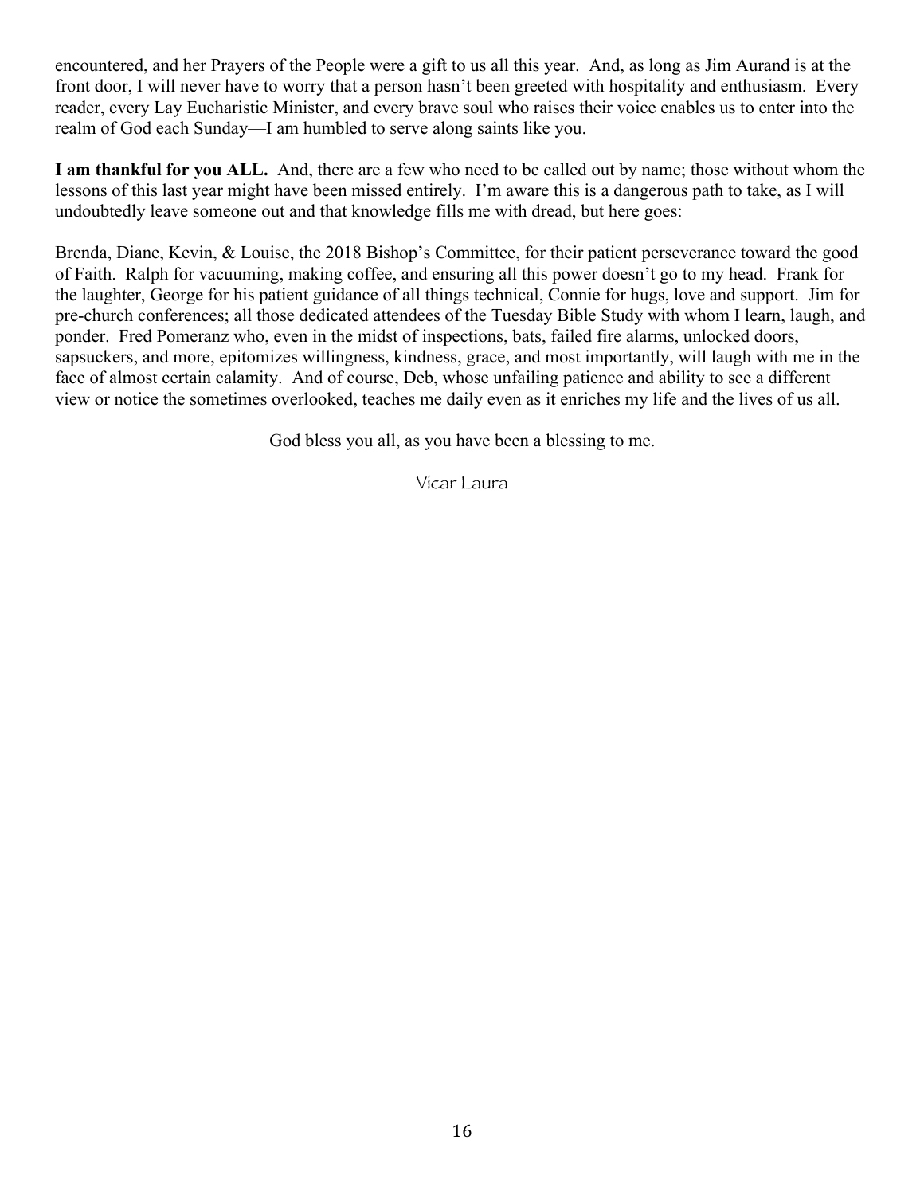encountered, and her Prayers of the People were a gift to us all this year. And, as long as Jim Aurand is at the front door, I will never have to worry that a person hasn't been greeted with hospitality and enthusiasm. Every reader, every Lay Eucharistic Minister, and every brave soul who raises their voice enables us to enter into the realm of God each Sunday—I am humbled to serve along saints like you.

**I am thankful for you ALL.** And, there are a few who need to be called out by name; those without whom the lessons of this last year might have been missed entirely. I'm aware this is a dangerous path to take, as I will undoubtedly leave someone out and that knowledge fills me with dread, but here goes:

Brenda, Diane, Kevin, & Louise, the 2018 Bishop's Committee, for their patient perseverance toward the good of Faith. Ralph for vacuuming, making coffee, and ensuring all this power doesn't go to my head. Frank for the laughter, George for his patient guidance of all things technical, Connie for hugs, love and support. Jim for pre-church conferences; all those dedicated attendees of the Tuesday Bible Study with whom I learn, laugh, and ponder. Fred Pomeranz who, even in the midst of inspections, bats, failed fire alarms, unlocked doors, sapsuckers, and more, epitomizes willingness, kindness, grace, and most importantly, will laugh with me in the face of almost certain calamity. And of course, Deb, whose unfailing patience and ability to see a different view or notice the sometimes overlooked, teaches me daily even as it enriches my life and the lives of us all.

God bless you all, as you have been a blessing to me.

Vicar Laura